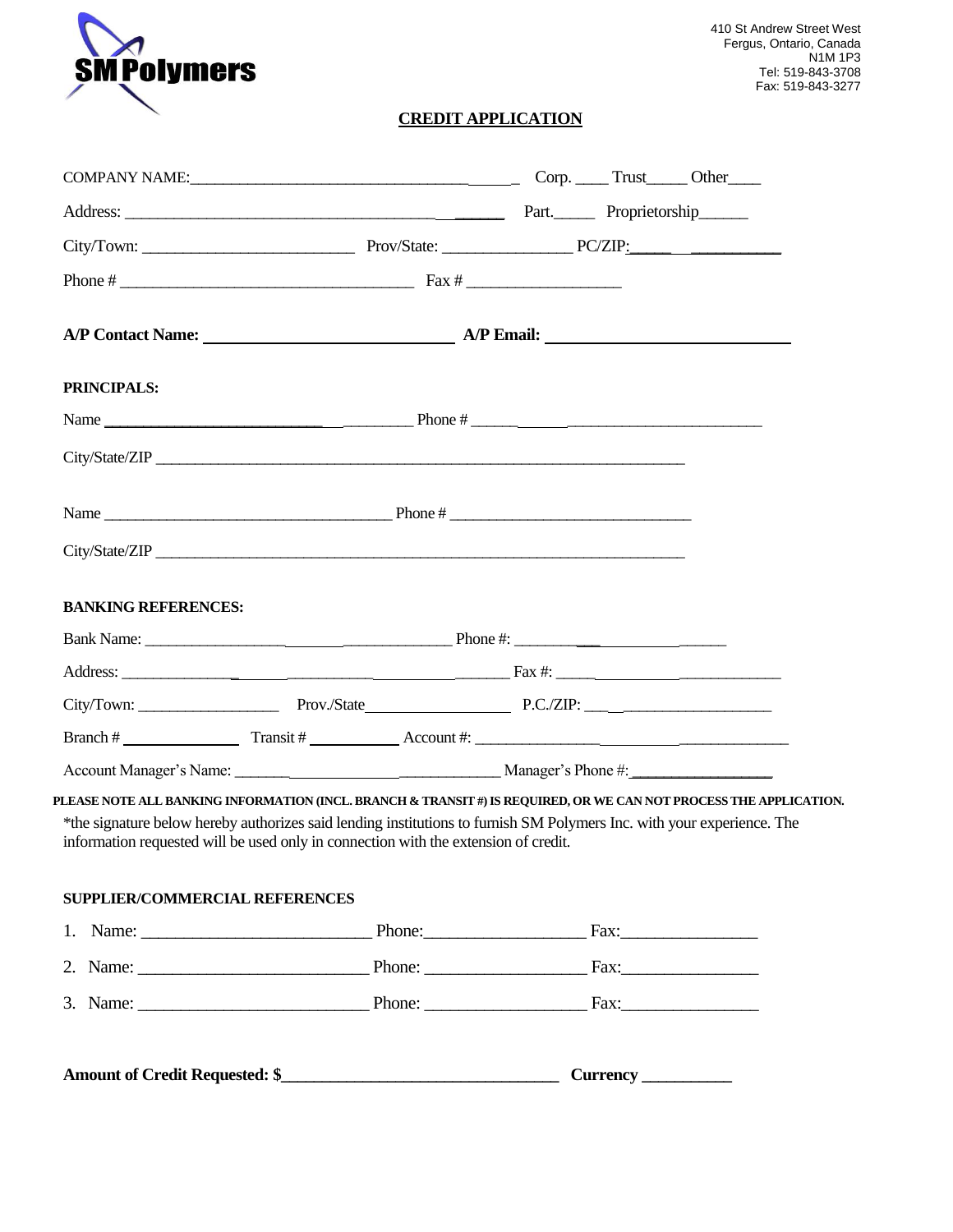SM Polymers

410 St Andrew Street West
Fergus, Ontario, Canada
N1M 1P3
Tel: 519-843-3708
Fax: 519-843-3277

# CREDIT APPLICATION

COMPANY NAME:_________________________________ Corp. ____ Trust_____ Other____

Address: _________________________________________ Part._____ Proprietorship______

City/Town: __________________________ Prov/State: _______________ PC/ZIP:_______________

Phone # ___________________________________ Fax # __________________

**A/P Contact Name:** ____________________________ **A/P Email:** ____________________________

**PRINCIPALS:**

Name ______________________________________ Phone # __________________________________

City/State/ZIP ______________________________________________________________________

Name ___________________________________ Phone # _____________________________

City/State/ZIP ______________________________________________________________________

**BANKING REFERENCES:**

Bank Name: ______________________________________ Phone #: _____________________________

Address: ______________________________________________ Fax #: _________________________________

City/Town: _________________ Prov./State__________________ P.C./ZIP: _____________________

Branch # _______________ Transit # ___________ Account #: ______________________________________

Account Manager's Name: ______________________________________ Manager's Phone #:_________________

**PLEASE NOTE ALL BANKING INFORMATION (INCL. BRANCH & TRANSIT #) IS REQUIRED, OR WE CAN NOT PROCESS THE APPLICATION.**

*the signature below hereby authorizes said lending institutions to furnish SM Polymers Inc. with your experience. The information requested will be used only in connection with the extension of credit.

**SUPPLIER/COMMERCIAL REFERENCES**

1. Name: __________________________ Phone:__________________ Fax:_______________
2. Name: __________________________ Phone: __________________ Fax:_______________
3. Name: __________________________ Phone: __________________ Fax:_______________

**Amount of Credit Requested: $_________________________________ Currency __________**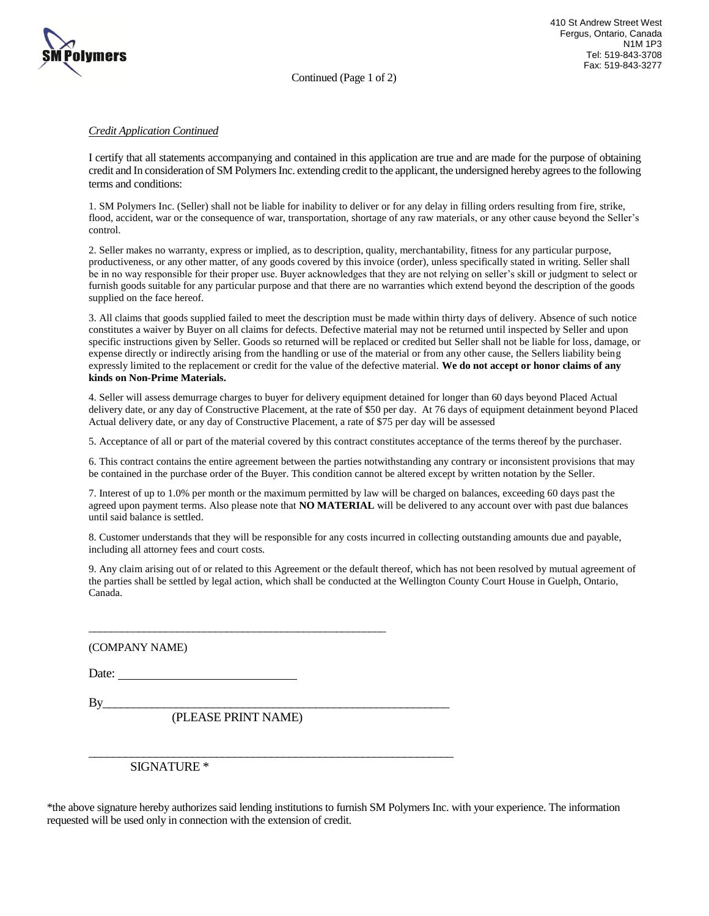410 St Andrew Street West
Fergus, Ontario, Canada
N1M 1P3
Tel: 519-843-3708
Fax: 519-843-3277

Continued (Page 1 of 2)

*Credit Application Continued*

I certify that all statements accompanying and contained in this application are true and are made for the purpose of obtaining credit and In consideration of SM Polymers Inc. extending credit to the applicant, the undersigned hereby agrees to the following terms and conditions:

1. SM Polymers Inc. (Seller) shall not be liable for inability to deliver or for any delay in filling orders resulting from fire, strike, flood, accident, war or the consequence of war, transportation, shortage of any raw materials, or any other cause beyond the Seller's control.

2. Seller makes no warranty, express or implied, as to description, quality, merchantability, fitness for any particular purpose, productiveness, or any other matter, of any goods covered by this invoice (order), unless specifically stated in writing. Seller shall be in no way responsible for their proper use. Buyer acknowledges that they are not relying on seller's skill or judgment to select or furnish goods suitable for any particular purpose and that there are no warranties which extend beyond the description of the goods supplied on the face hereof.

3. All claims that goods supplied failed to meet the description must be made within thirty days of delivery. Absence of such notice constitutes a waiver by Buyer on all claims for defects. Defective material may not be returned until inspected by Seller and upon specific instructions given by Seller. Goods so returned will be replaced or credited but Seller shall not be liable for loss, damage, or expense directly or indirectly arising from the handling or use of the material or from any other cause, the Sellers liability being expressly limited to the replacement or credit for the value of the defective material. **We do not accept or honor claims of any kinds on Non-Prime Materials.**

4. Seller will assess demurrage charges to buyer for delivery equipment detained for longer than 60 days beyond Placed Actual delivery date, or any day of Constructive Placement, at the rate of $50 per day. At 76 days of equipment detainment beyond Placed Actual delivery date, or any day of Constructive Placement, a rate of $75 per day will be assessed

5. Acceptance of all or part of the material covered by this contract constitutes acceptance of the terms thereof by the purchaser.

6. This contract contains the entire agreement between the parties notwithstanding any contrary or inconsistent provisions that may be contained in the purchase order of the Buyer. This condition cannot be altered except by written notation by the Seller.

7. Interest of up to 1.0% per month or the maximum permitted by law will be charged on balances, exceeding 60 days past the agreed upon payment terms. Also please note that **NO MATERIAL** will be delivered to any account over with past due balances until said balance is settled.

8. Customer understands that they will be responsible for any costs incurred in collecting outstanding amounts due and payable, including all attorney fees and court costs.

9. Any claim arising out of or related to this Agreement or the default thereof, which has not been resolved by mutual agreement of the parties shall be settled by legal action, which shall be conducted at the Wellington County Court House in Guelph, Ontario, Canada.

_______________________________________________

(COMPANY NAME)

Date: ____________________________

By________________________________________________________

(PLEASE PRINT NAME)

__________________________________________________________

SIGNATURE *

*the above signature hereby authorizes said lending institutions to furnish SM Polymers Inc. with your experience. The information requested will be used only in connection with the extension of credit.